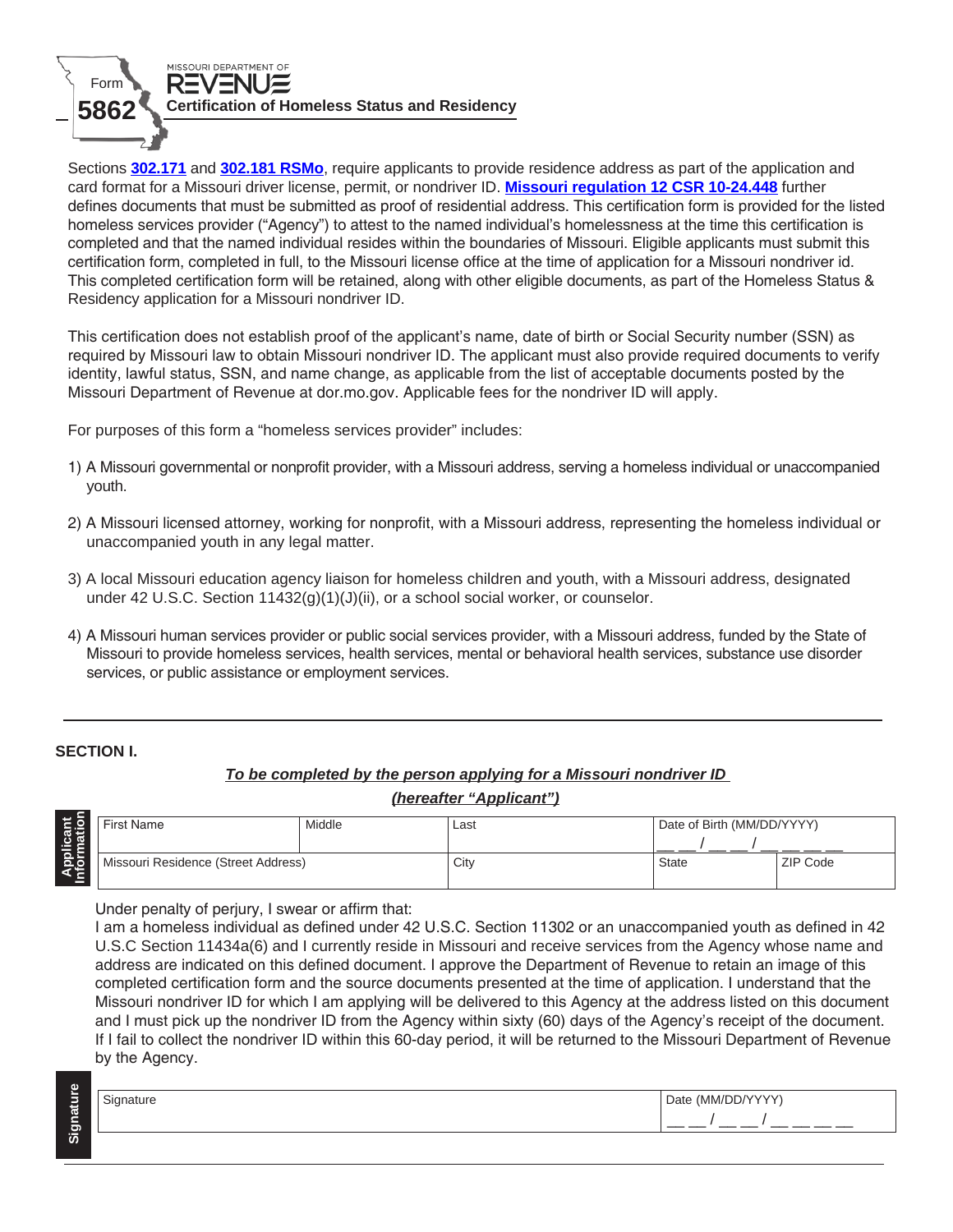Form **5862**

MISSOURI DEPARTMENT OF REVENUE

## Certification of Homeless Status and Residency

Sections **302.171** and **302.181 RSMo**, require applicants to provide residence address as part of the application and card format for a Missouri driver license, permit, or nondriver ID. **Missouri regulation 12 CSR 10-24.448** further defines documents that must be submitted as proof of residential address. This certification form is provided for the listed homeless services provider ("Agency") to attest to the named individual's homelessness at the time this certification is completed and that the named individual resides within the boundaries of Missouri. Eligible applicants must submit this certification form, completed in full, to the Missouri license office at the time of application for a Missouri nondriver id. This completed certification form will be retained, along with other eligible documents, as part of the Homeless Status & Residency application for a Missouri nondriver ID.

This certification does not establish proof of the applicant's name, date of birth or Social Security number (SSN) as required by Missouri law to obtain Missouri nondriver ID. The applicant must also provide required documents to verify identity, lawful status, SSN, and name change, as applicable from the list of acceptable documents posted by the Missouri Department of Revenue at dor.mo.gov. Applicable fees for the nondriver ID will apply.

For purposes of this form a "homeless services provider" includes:

1) A Missouri governmental or nonprofit provider, with a Missouri address, serving a homeless individual or unaccompanied youth.
2) A Missouri licensed attorney, working for nonprofit, with a Missouri address, representing the homeless individual or unaccompanied youth in any legal matter.
3) A local Missouri education agency liaison for homeless children and youth, with a Missouri address, designated under 42 U.S.C. Section 11432(g)(1)(J)(ii), or a school social worker, or counselor.
4) A Missouri human services provider or public social services provider, with a Missouri address, funded by the State of Missouri to provide homeless services, health services, mental or behavioral health services, substance use disorder services, or public assistance or employment services.

---

### SECTION I.

***To be completed by the person applying for a Missouri nondriver ID (hereafter "Applicant")***

**Applicant Information**

| First Name | Middle | Last | Date of Birth (MM/DD/YYYY) __ __ / __ __ / __ __ __ __ | |
|---|---|---|---|---|
| Missouri Residence (Street Address) | | City | State | ZIP Code |

Under penalty of perjury, I swear or affirm that:
I am a homeless individual as defined under 42 U.S.C. Section 11302 or an unaccompanied youth as defined in 42 U.S.C Section 11434a(6) and I currently reside in Missouri and receive services from the Agency whose name and address are indicated on this defined document. I approve the Department of Revenue to retain an image of this completed certification form and the source documents presented at the time of application. I understand that the Missouri nondriver ID for which I am applying will be delivered to this Agency at the address listed on this document and I must pick up the nondriver ID from the Agency within sixty (60) days of the Agency's receipt of the document. If I fail to collect the nondriver ID within this 60-day period, it will be returned to the Missouri Department of Revenue by the Agency.

**Signature**

| Signature | Date (MM/DD/YYYY) __ __ / __ __ / __ __ __ __ |
|---|---|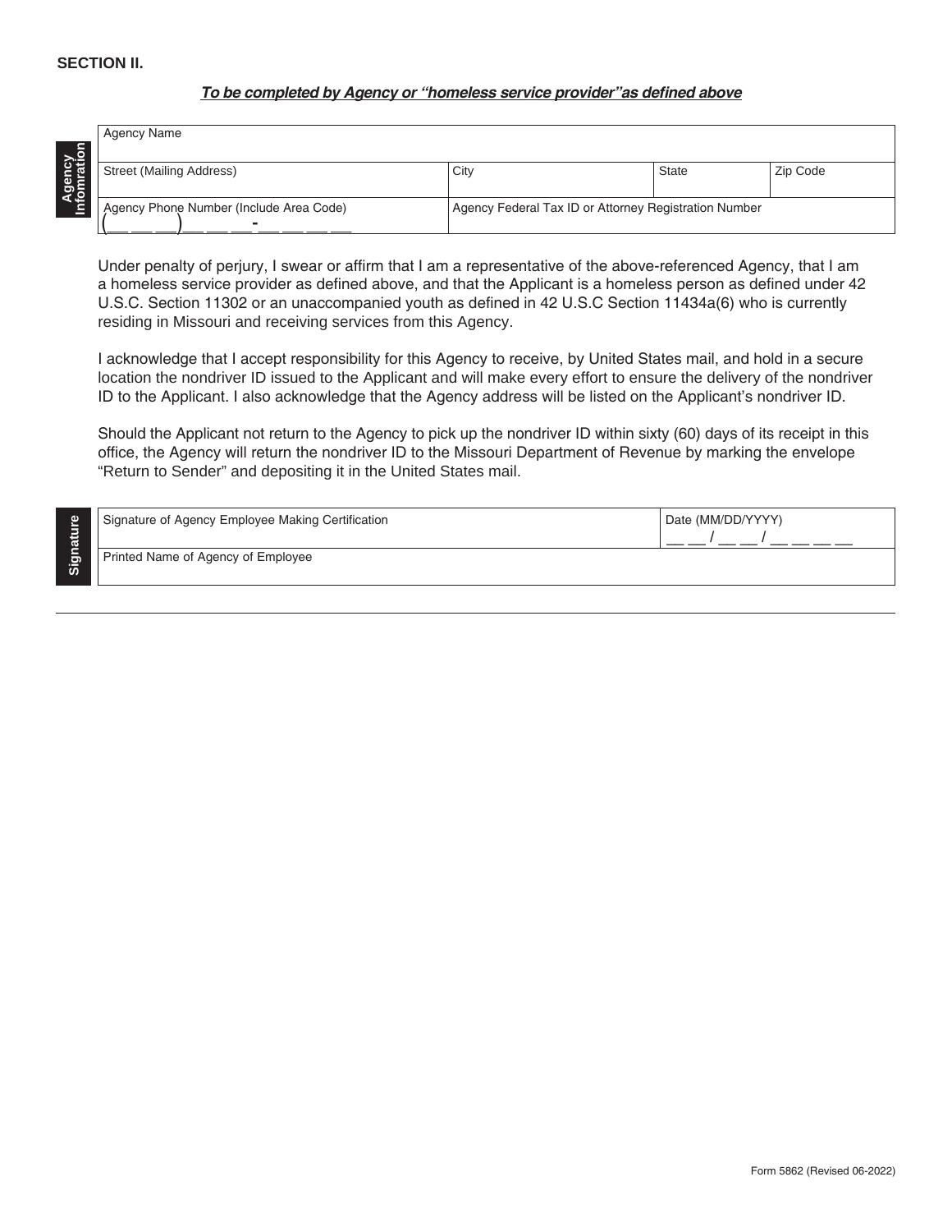**SECTION II.**

***To be completed by Agency or "homeless service provider" as defined above***

**Agency Infomration**

| Agency Name | | | |
|---|---|---|---|
| Street (Mailing Address) | City | State | Zip Code |
| Agency Phone Number (Include Area Code) (\_\_ \_\_ \_\_) \_\_ \_\_ \_\_ - \_\_ \_\_ \_\_ \_\_ | Agency Federal Tax ID or Attorney Registration Number | | |

Under penalty of perjury, I swear or affirm that I am a representative of the above-referenced Agency, that I am a homeless service provider as defined above, and that the Applicant is a homeless person as defined under 42 U.S.C. Section 11302 or an unaccompanied youth as defined in 42 U.S.C Section 11434a(6) who is currently residing in Missouri and receiving services from this Agency.

I acknowledge that I accept responsibility for this Agency to receive, by United States mail, and hold in a secure location the nondriver ID issued to the Applicant and will make every effort to ensure the delivery of the nondriver ID to the Applicant. I also acknowledge that the Agency address will be listed on the Applicant's nondriver ID.

Should the Applicant not return to the Agency to pick up the nondriver ID within sixty (60) days of its receipt in this office, the Agency will return the nondriver ID to the Missouri Department of Revenue by marking the envelope "Return to Sender" and depositing it in the United States mail.

**Signature**

| Signature of Agency Employee Making Certification | Date (MM/DD/YYYY) \_\_ \_\_ / \_\_ \_\_ / \_\_ \_\_ \_\_ \_\_ |
|---|---|
| Printed Name of Agency of Employee | |

Form 5862 (Revised 06-2022)